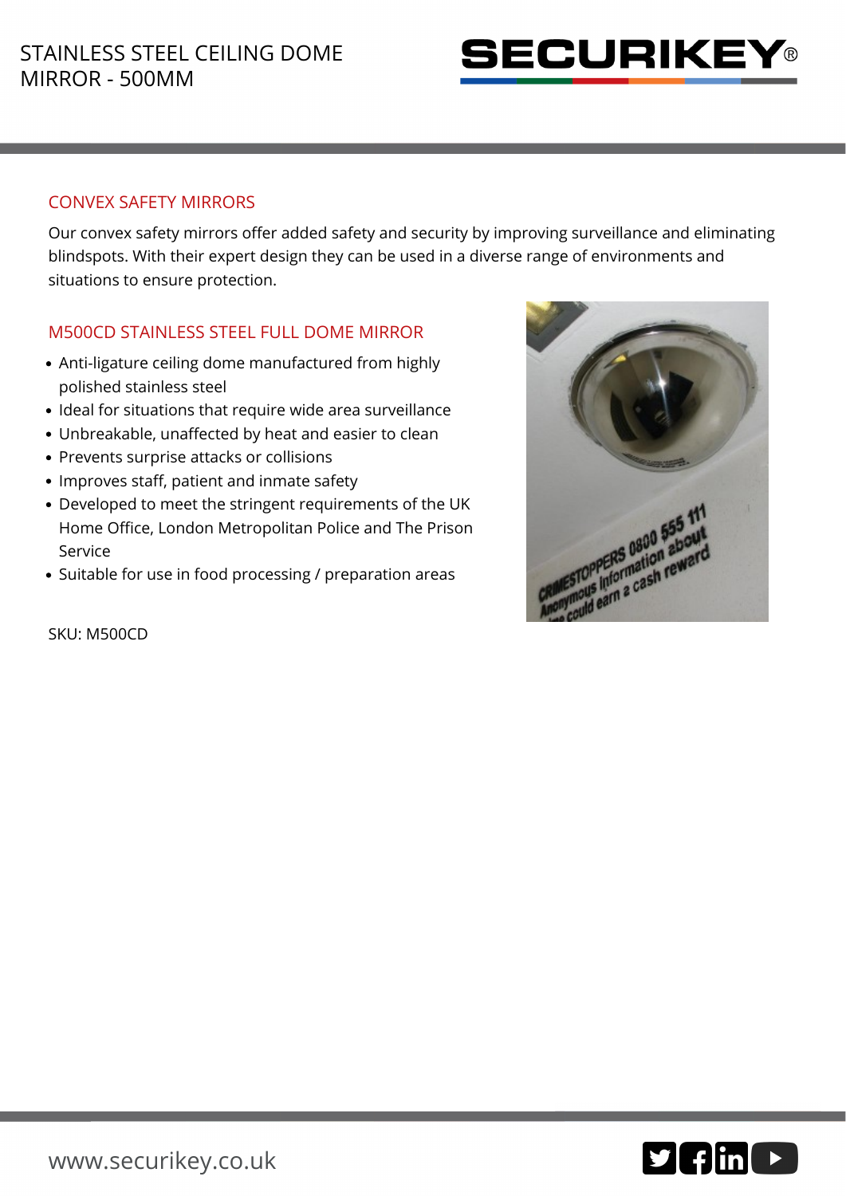# STAINLESS STEEL CEILING DOME MIRROR - 500MM

SECURIKEY®

## CONVEX SAFETY MIRRORS

Our convex safety mirrors offer added safety and security by improving surveillance and eliminating blindspots. With their expert design they can be used in a diverse range of environments and situations to ensure protection.

## M500CD STAINLESS STEEL FULL DOME MIRROR

- Anti-ligature ceiling dome manufactured from highly polished stainless steel
- Ideal for situations that require wide area surveillance
- Unbreakable, unaffected by heat and easier to clean
- Prevents surprise attacks or collisions
- Improves staff, patient and inmate safety
- Developed to meet the stringent requirements of the UK Home Office, London Metropolitan Police and The Prison Service
- Suitable for use in food processing / preparation areas

SKU: M500CD

www.securikey.co.uk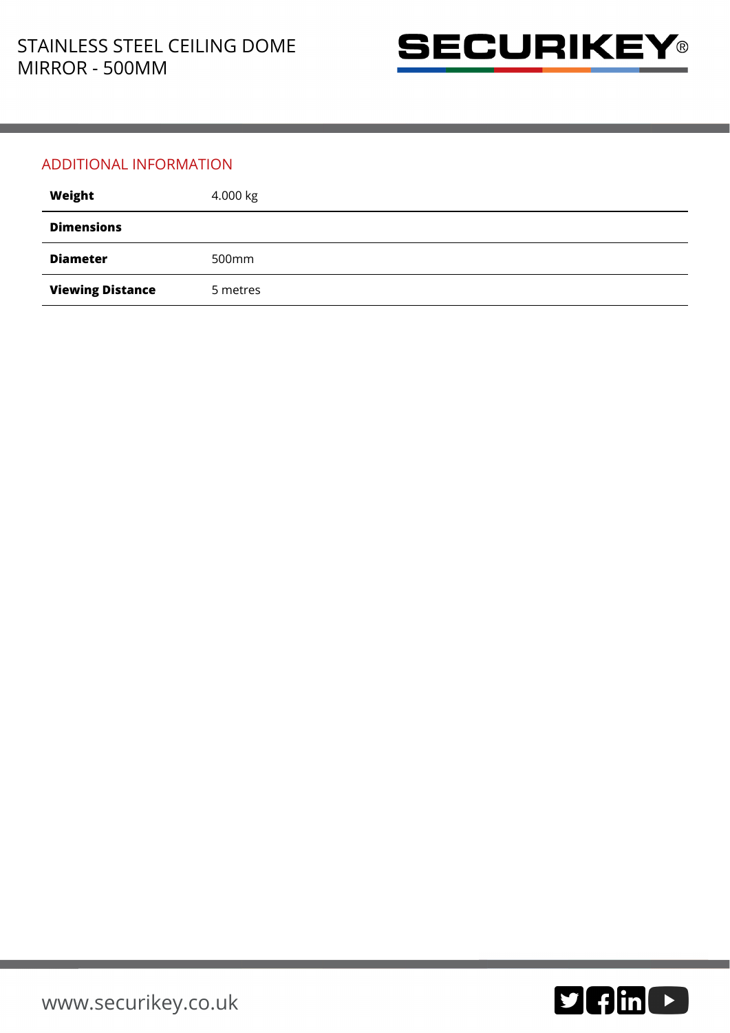# STAINLESS STEEL CEILING DOME MIRROR - 500MM

## ADDITIONAL INFORMATION

| | |
|---|---|
| **Weight** | 4.000 kg |
| **Dimensions** | |
| **Diameter** | 500mm |
| **Viewing Distance** | 5 metres |

www.securikey.co.uk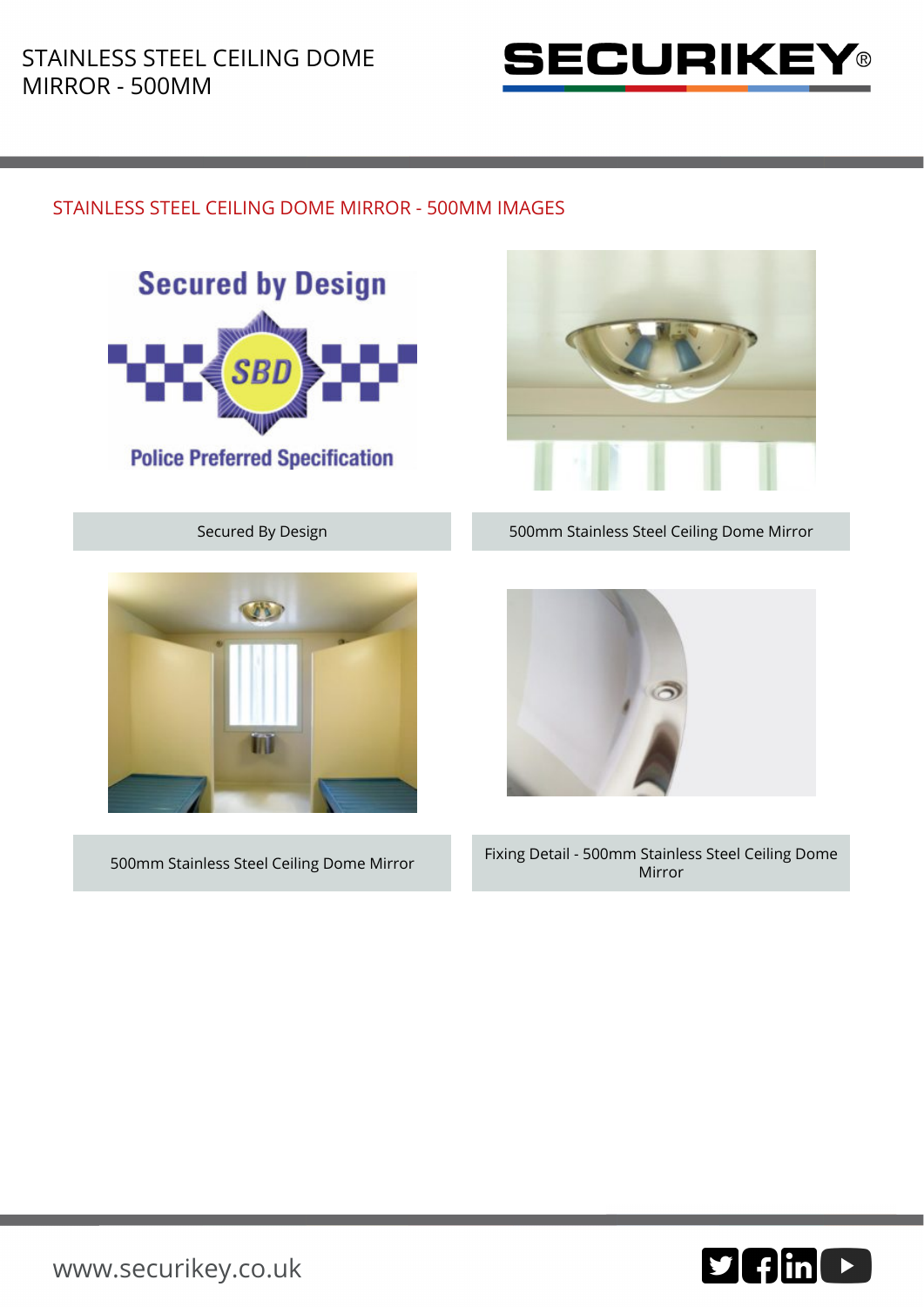## STAINLESS STEEL CEILING DOME MIRROR - 500MM IMAGES

Secured By Design

500mm Stainless Steel Ceiling Dome Mirror

500mm Stainless Steel Ceiling Dome Mirror

Fixing Detail - 500mm Stainless Steel Ceiling Dome Mirror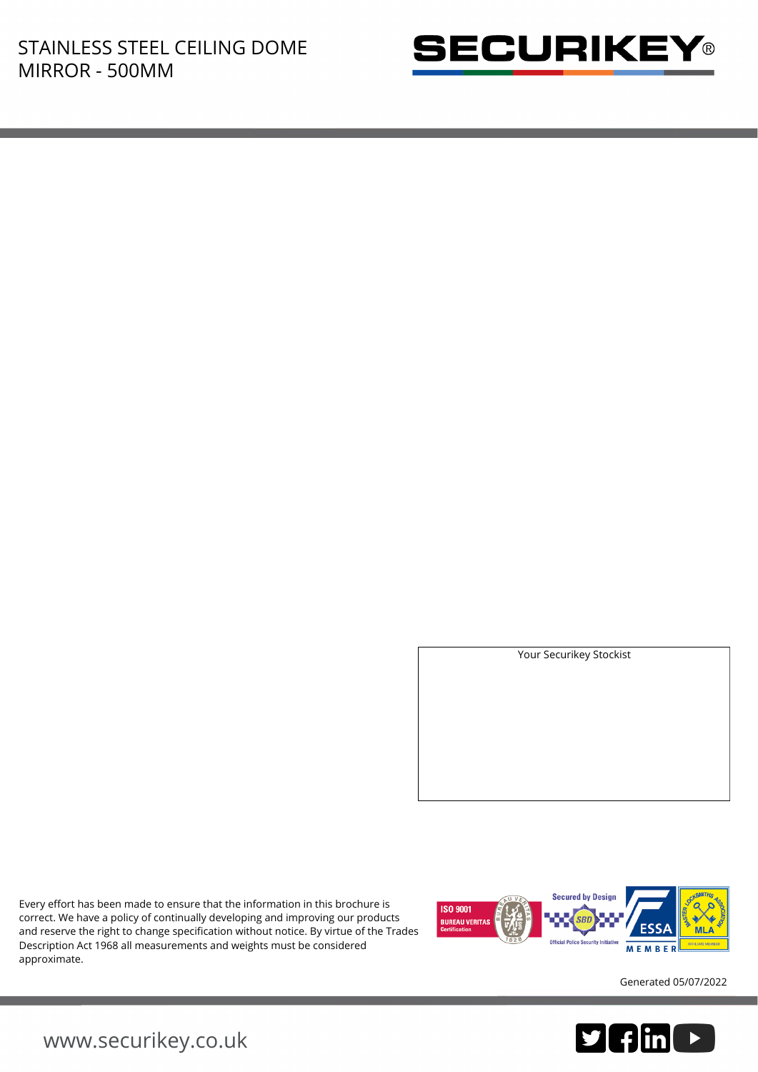# STAINLESS STEEL CEILING DOME MIRROR - 500MM

Your Securikey Stockist

Every effort has been made to ensure that the information in this brochure is correct. We have a policy of continually developing and improving our products and reserve the right to change specification without notice. By virtue of the Trades Description Act 1968 all measurements and weights must be considered approximate.

Generated 05/07/2022

www.securikey.co.uk